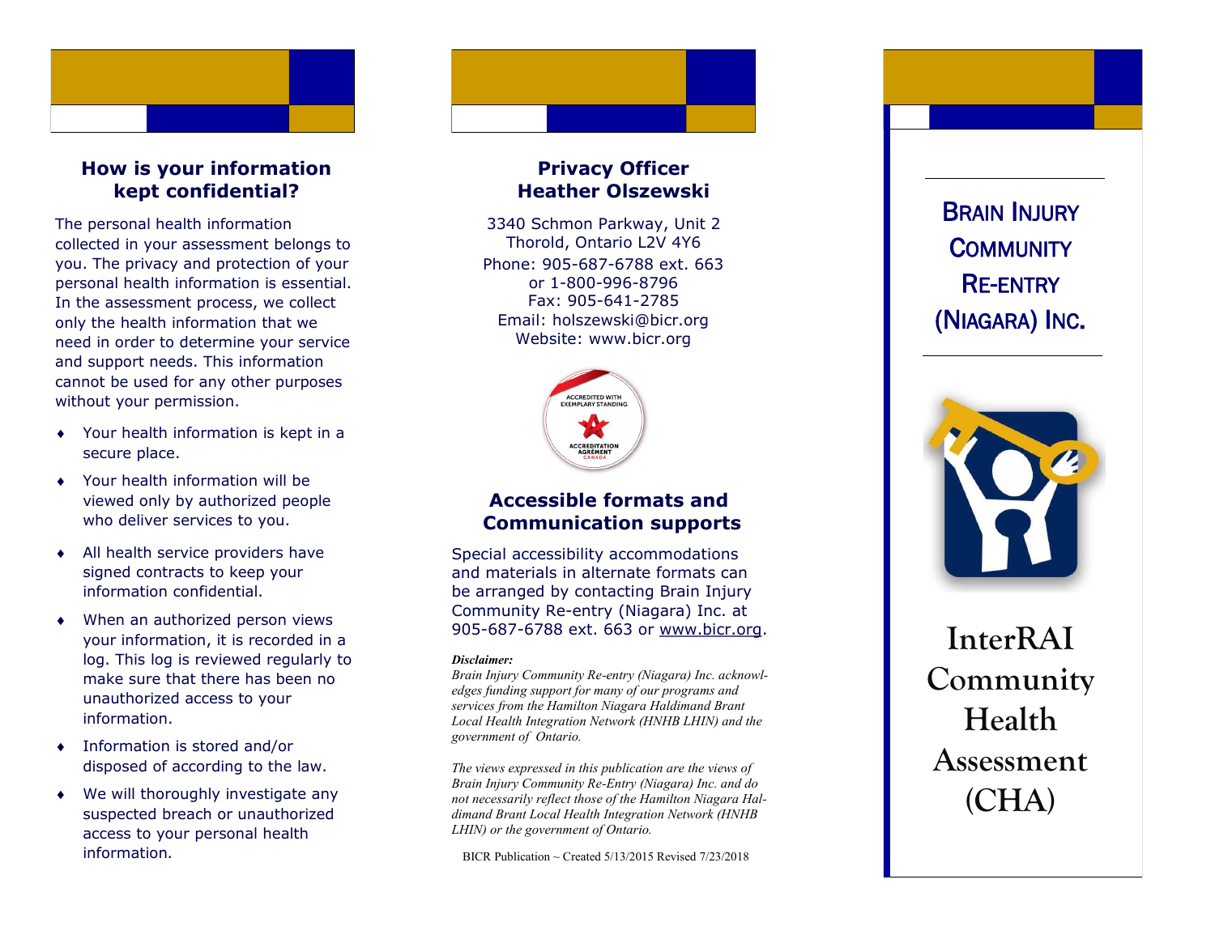## How is your information kept confidential?

The personal health information collected in your assessment belongs to you. The privacy and protection of your personal health information is essential. In the assessment process, we collect only the health information that we need in order to determine your service and support needs. This information cannot be used for any other purposes without your permission.

- Your health information is kept in a secure place.
- Your health information will be viewed only by authorized people who deliver services to you.
- All health service providers have signed contracts to keep your information confidential.
- When an authorized person views your information, it is recorded in a log. This log is reviewed regularly to make sure that there has been no unauthorized access to your information.
- Information is stored and/or disposed of according to the law.
- We will thoroughly investigate any suspected breach or unauthorized access to your personal health information.

## Privacy Officer
## Heather Olszewski

3340 Schmon Parkway, Unit 2
Thorold, Ontario L2V 4Y6
Phone: 905-687-6788 ext. 663
or 1-800-996-8796
Fax: 905-641-2785
Email: holszewski@bicr.org
Website: www.bicr.org

ACCREDITED WITH EXEMPLARY STANDING
ACCREDITATION AGREMENT CANADA

## Accessible formats and Communication supports

Special accessibility accommodations and materials in alternate formats can be arranged by contacting Brain Injury Community Re-entry (Niagara) Inc. at 905-687-6788 ext. 663 or www.bicr.org.

***Disclaimer:***

*Brain Injury Community Re-entry (Niagara) Inc. acknowledges funding support for many of our programs and services from the Hamilton Niagara Haldimand Brant Local Health Integration Network (HNHB LHIN) and the government of Ontario.*

*The views expressed in this publication are the views of Brain Injury Community Re-Entry (Niagara) Inc. and do not necessarily reflect those of the Hamilton Niagara Haldimand Brant Local Health Integration Network (HNHB LHIN) or the government of Ontario.*

BICR Publication ~ Created 5/13/2015 Revised 7/23/2018

# Brain Injury Community Re-entry (Niagara) Inc.

# InterRAI Community Health Assessment (CHA)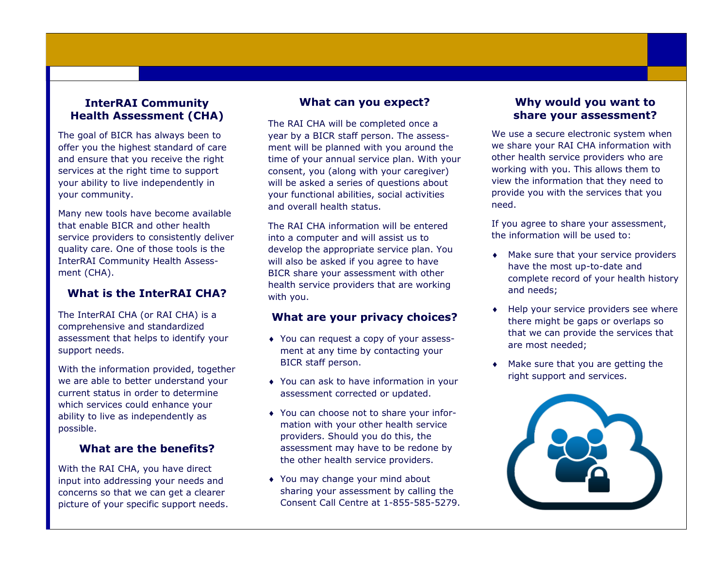## InterRAI Community Health Assessment (CHA)

The goal of BICR has always been to offer you the highest standard of care and ensure that you receive the right services at the right time to support your ability to live independently in your community.

Many new tools have become available that enable BICR and other health service providers to consistently deliver quality care. One of those tools is the InterRAI Community Health Assessment (CHA).

## What is the InterRAI CHA?

The InterRAI CHA (or RAI CHA) is a comprehensive and standardized assessment that helps to identify your support needs.

With the information provided, together we are able to better understand your current status in order to determine which services could enhance your ability to live as independently as possible.

## What are the benefits?

With the RAI CHA, you have direct input into addressing your needs and concerns so that we can get a clearer picture of your specific support needs.

## What can you expect?

The RAI CHA will be completed once a year by a BICR staff person. The assessment will be planned with you around the time of your annual service plan. With your consent, you (along with your caregiver) will be asked a series of questions about your functional abilities, social activities and overall health status.

The RAI CHA information will be entered into a computer and will assist us to develop the appropriate service plan. You will also be asked if you agree to have BICR share your assessment with other health service providers that are working with you.

## What are your privacy choices?

- You can request a copy of your assessment at any time by contacting your BICR staff person.
- You can ask to have information in your assessment corrected or updated.
- You can choose not to share your information with your other health service providers. Should you do this, the assessment may have to be redone by the other health service providers.
- You may change your mind about sharing your assessment by calling the Consent Call Centre at 1-855-585-5279.

## Why would you want to share your assessment?

We use a secure electronic system when we share your RAI CHA information with other health service providers who are working with you. This allows them to view the information that they need to provide you with the services that you need.

If you agree to share your assessment, the information will be used to:

- Make sure that your service providers have the most up-to-date and complete record of your health history and needs;
- Help your service providers see where there might be gaps or overlaps so that we can provide the services that are most needed;
- Make sure that you are getting the right support and services.